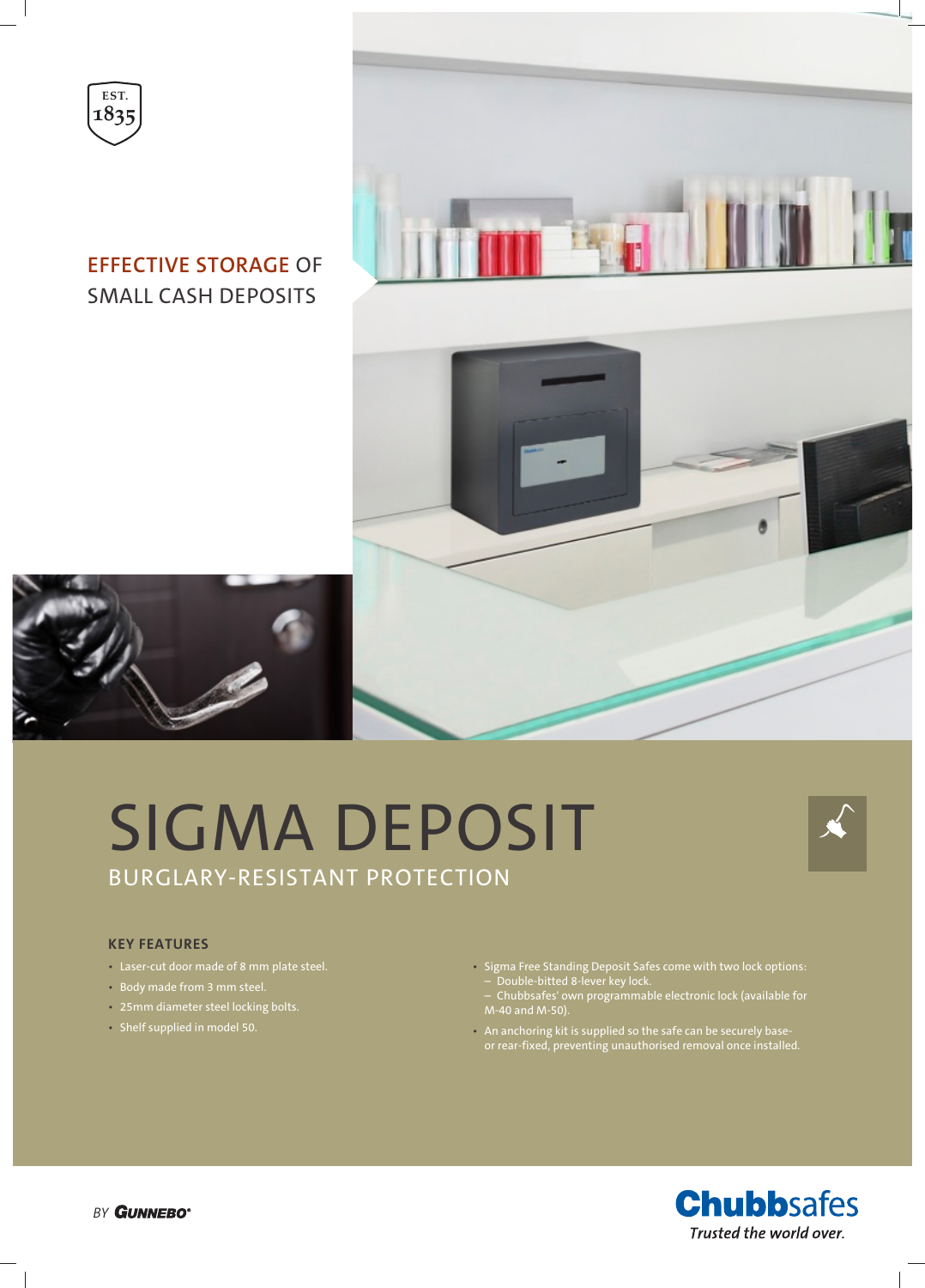EST. 1835

**EFFECTIVE STORAGE** OF SMALL CASH DEPOSITS

# SIGMA DEPOSIT

## BURGLARY-RESISTANT PROTECTION

### KEY FEATURES

- Laser-cut door made of 8 mm plate steel.
- Body made from 3 mm steel.
- 25mm diameter steel locking bolts.
- Shelf supplied in model 50.
- Sigma Free Standing Deposit Safes come with two lock options:
  - Double-bitted 8-lever key lock.
  - Chubbsafes' own programmable electronic lock (available for M-40 and M-50).
- An anchoring kit is supplied so the safe can be securely base- or rear-fixed, preventing unauthorised removal once installed.

BY GUNNEBO®

Chubbsafes

*Trusted the world over.*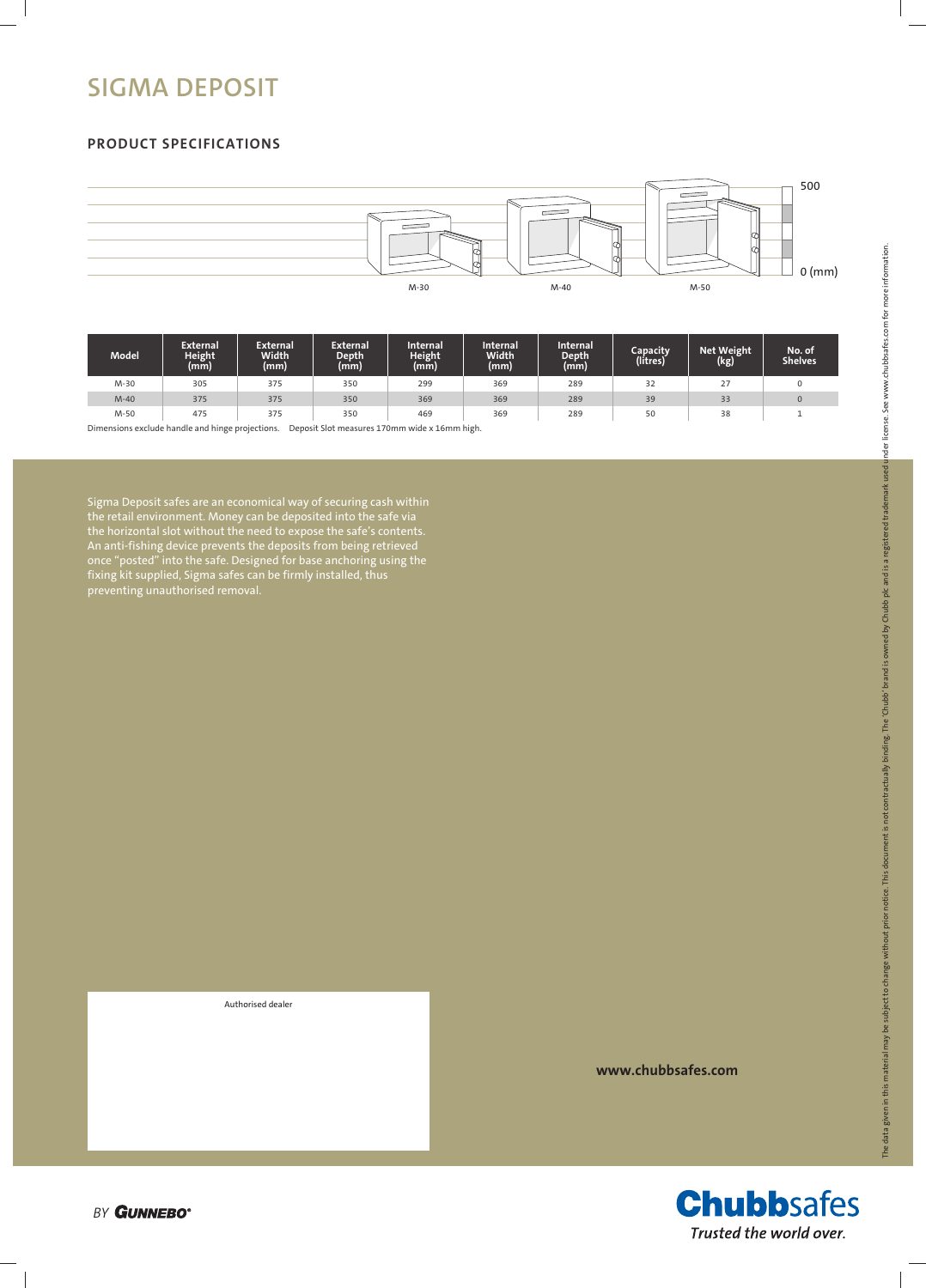# SIGMA DEPOSIT

## PRODUCT SPECIFICATIONS

500

0 (mm)

M-30

M-40

M-50

| Model | External Height (mm) | External Width (mm) | External Depth (mm) | Internal Height (mm) | Internal Width (mm) | Internal Depth (mm) | Capacity (litres) | Net Weight (kg) | No. of Shelves |
|---|---|---|---|---|---|---|---|---|---|
| M-30 | 305 | 375 | 350 | 299 | 369 | 289 | 32 | 27 | 0 |
| M-40 | 375 | 375 | 350 | 369 | 369 | 289 | 39 | 33 | 0 |
| M-50 | 475 | 375 | 350 | 469 | 369 | 289 | 50 | 38 | 1 |

Dimensions exclude handle and hinge projections. Deposit Slot measures 170mm wide x 16mm high.

Sigma Deposit safes are an economical way of securing cash within the retail environment. Money can be deposited into the safe via the horizontal slot without the need to expose the safe's contents. An anti-fishing device prevents the deposits from being retrieved once "posted" into the safe. Designed for base anchoring using the fixing kit supplied, Sigma safes can be firmly installed, thus preventing unauthorised removal.

Authorised dealer

**www.chubbsafes.com**

The data given in this material may be subject to change without prior notice. This document is not contractually binding. The 'Chubb' brand is owned by Chubb plc and is a registered trademark used under license. See www.chubbsafes.com for more information.

BY GUNNEBO®

Chubbsafes

*Trusted the world over.*